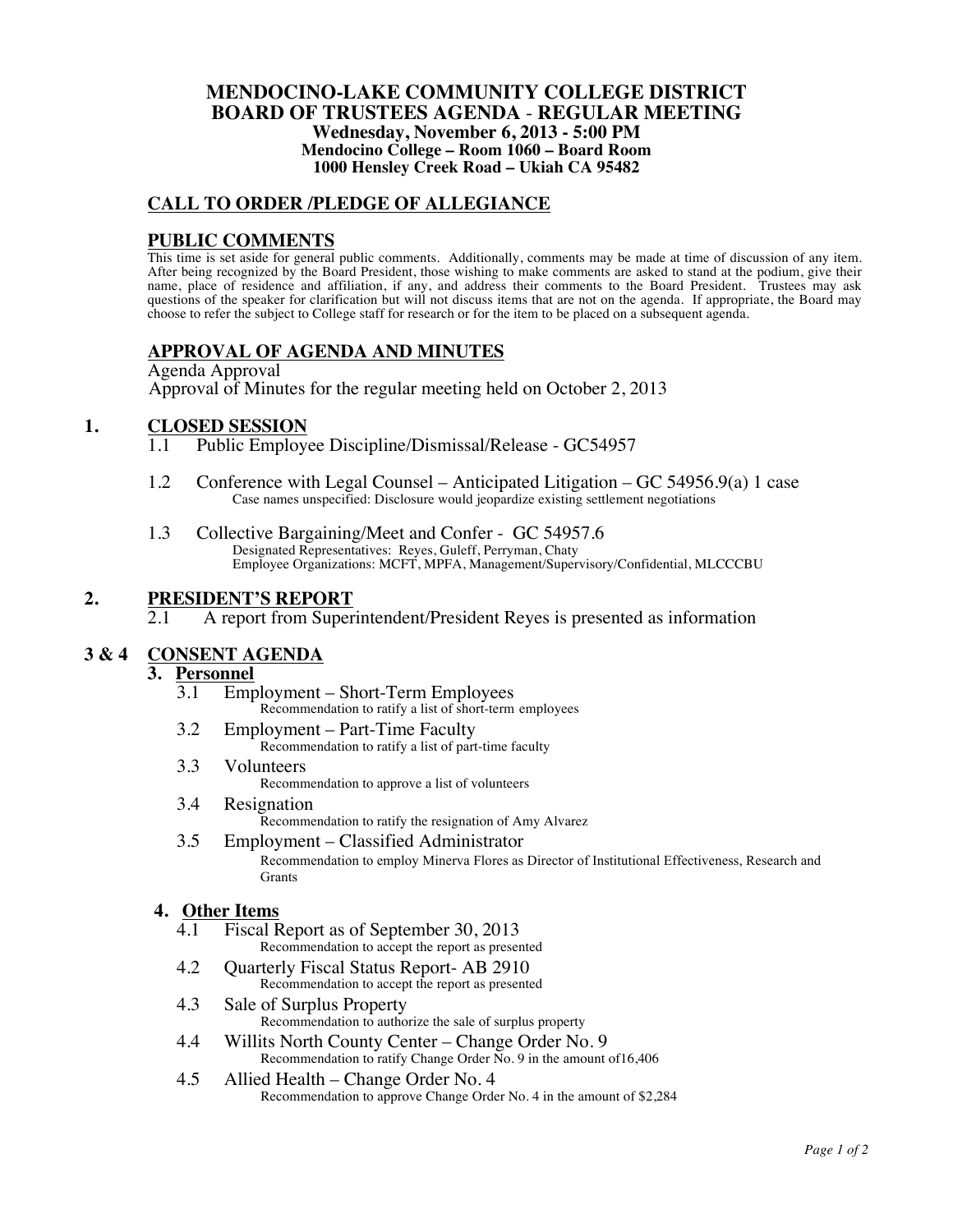# MENDOCINO-LAKE COMMUNITY COLLEGE DISTRICT
## BOARD OF TRUSTEES AGENDA - REGULAR MEETING

**Wednesday, November 6, 2013 - 5:00 PM**
**Mendocino College – Room 1060 – Board Room**
**1000 Hensley Creek Road – Ukiah CA 95482**

## CALL TO ORDER /PLEDGE OF ALLEGIANCE

## PUBLIC COMMENTS

This time is set aside for general public comments. Additionally, comments may be made at time of discussion of any item. After being recognized by the Board President, those wishing to make comments are asked to stand at the podium, give their name, place of residence and affiliation, if any, and address their comments to the Board President. Trustees may ask questions of the speaker for clarification but will not discuss items that are not on the agenda. If appropriate, the Board may choose to refer the subject to College staff for research or for the item to be placed on a subsequent agenda.

## APPROVAL OF AGENDA AND MINUTES

Agenda Approval
Approval of Minutes for the regular meeting held on October 2, 2013

## 1. CLOSED SESSION

1.1 Public Employee Discipline/Dismissal/Release - GC54957

1.2 Conference with Legal Counsel – Anticipated Litigation – GC 54956.9(a) 1 case
Case names unspecified: Disclosure would jeopardize existing settlement negotiations

1.3 Collective Bargaining/Meet and Confer - GC 54957.6
Designated Representatives: Reyes, Guleff, Perryman, Chaty
Employee Organizations: MCFT, MPFA, Management/Supervisory/Confidential, MLCCCBU

## 2. PRESIDENT'S REPORT

2.1 A report from Superintendent/President Reyes is presented as information

## 3 & 4 CONSENT AGENDA

### 3. Personnel

3.1 Employment – Short-Term Employees
Recommendation to ratify a list of short-term employees

3.2 Employment – Part-Time Faculty
Recommendation to ratify a list of part-time faculty

3.3 Volunteers
Recommendation to approve a list of volunteers

3.4 Resignation
Recommendation to ratify the resignation of Amy Alvarez

3.5 Employment – Classified Administrator
Recommendation to employ Minerva Flores as Director of Institutional Effectiveness, Research and Grants

### 4. Other Items

4.1 Fiscal Report as of September 30, 2013
Recommendation to accept the report as presented

4.2 Quarterly Fiscal Status Report- AB 2910
Recommendation to accept the report as presented

4.3 Sale of Surplus Property
Recommendation to authorize the sale of surplus property

4.4 Willits North County Center – Change Order No. 9
Recommendation to ratify Change Order No. 9 in the amount of16,406

4.5 Allied Health – Change Order No. 4
Recommendation to approve Change Order No. 4 in the amount of $2,284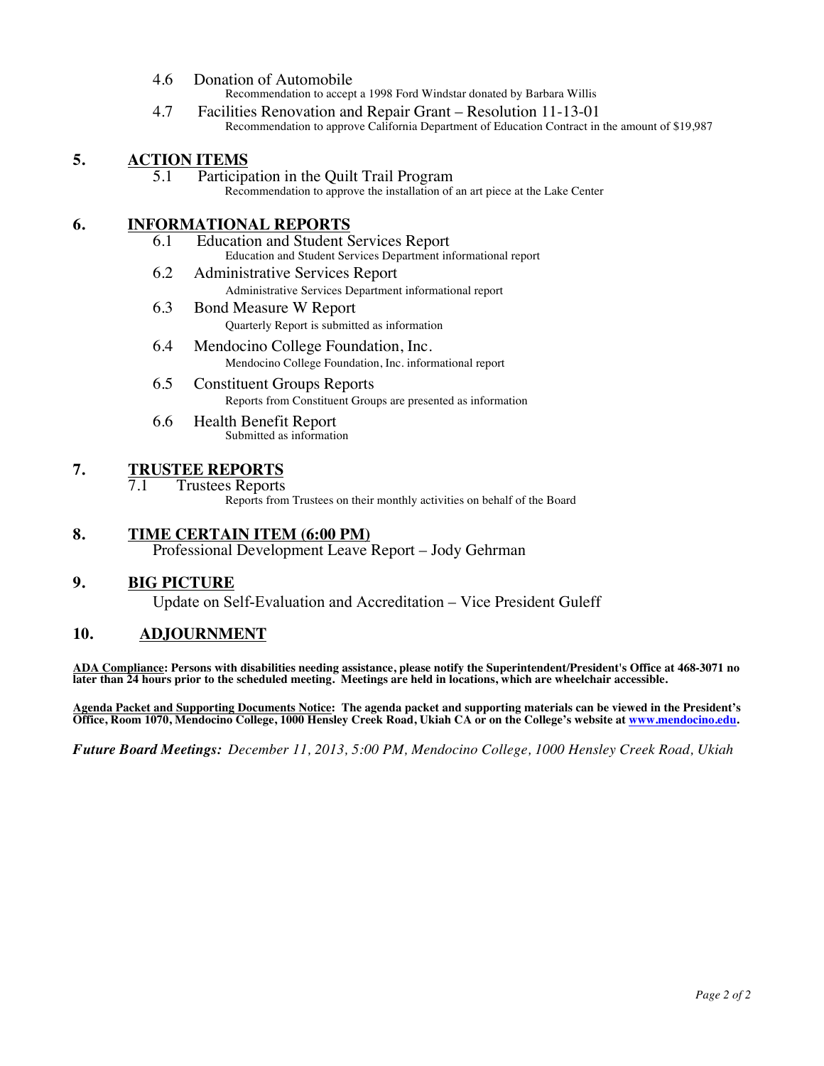4.6 Donation of Automobile

Recommendation to accept a 1998 Ford Windstar donated by Barbara Willis

4.7 Facilities Renovation and Repair Grant – Resolution 11-13-01

Recommendation to approve California Department of Education Contract in the amount of $19,987

## 5. ACTION ITEMS

5.1 Participation in the Quilt Trail Program

Recommendation to approve the installation of an art piece at the Lake Center

## 6. INFORMATIONAL REPORTS

6.1 Education and Student Services Report

Education and Student Services Department informational report

6.2 Administrative Services Report

Administrative Services Department informational report

6.3 Bond Measure W Report

Quarterly Report is submitted as information

6.4 Mendocino College Foundation, Inc.

Mendocino College Foundation, Inc. informational report

6.5 Constituent Groups Reports

Reports from Constituent Groups are presented as information

6.6 Health Benefit Report

Submitted as information

## 7. TRUSTEE REPORTS

7.1 Trustees Reports

Reports from Trustees on their monthly activities on behalf of the Board

## 8. TIME CERTAIN ITEM (6:00 PM)

Professional Development Leave Report – Jody Gehrman

## 9. BIG PICTURE

Update on Self-Evaluation and Accreditation – Vice President Guleff

## 10. ADJOURNMENT

**ADA Compliance: Persons with disabilities needing assistance, please notify the Superintendent/President's Office at 468-3071 no later than 24 hours prior to the scheduled meeting. Meetings are held in locations, which are wheelchair accessible.**

**Agenda Packet and Supporting Documents Notice: The agenda packet and supporting materials can be viewed in the President's Office, Room 1070, Mendocino College, 1000 Hensley Creek Road, Ukiah CA or on the College's website at www.mendocino.edu.**

***Future Board Meetings:*** *December 11, 2013, 5:00 PM, Mendocino College, 1000 Hensley Creek Road, Ukiah*